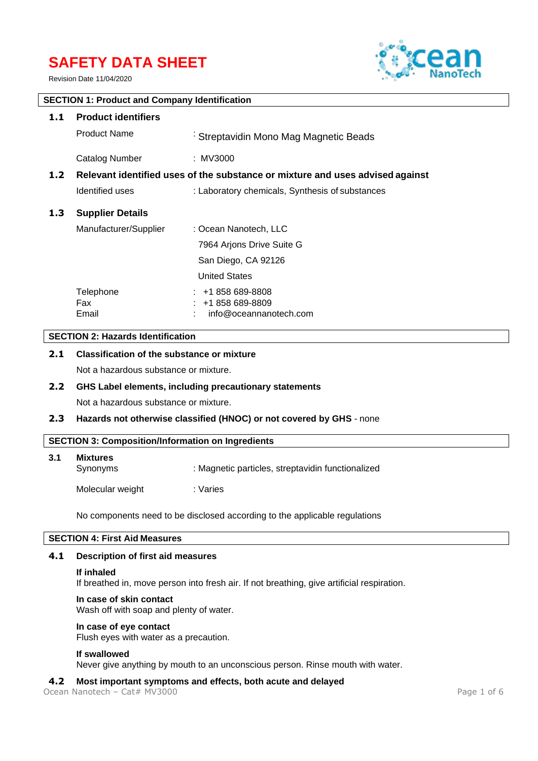# SAFETY DATA SHEET

Revision Date 11/04/2020

## SECTION 1: Product and Company Identification

### 1.1 Product identifiers

| | |
|---|---|
| Product Name | : Streptavidin Mono Mag Magnetic Beads |
| Catalog Number | : MV3000 |

### 1.2 Relevant identified uses of the substance or mixture and uses advised against

| | |
|---|---|
| Identified uses | : Laboratory chemicals, Synthesis of substances |

### 1.3 Supplier Details

| | |
|---|---|
| Manufacturer/Supplier | : Ocean Nanotech, LLC<br>7964 Arjons Drive Suite G<br>San Diego, CA 92126<br>United States |
| Telephone | : +1 858 689-8808 |
| Fax | : +1 858 689-8809 |
| Email | : info@oceannanotech.com |

## SECTION 2: Hazards Identification

### 2.1 Classification of the substance or mixture

Not a hazardous substance or mixture.

### 2.2 GHS Label elements, including precautionary statements

Not a hazardous substance or mixture.

### 2.3 Hazards not otherwise classified (HNOC) or not covered by GHS - none

## SECTION 3: Composition/Information on Ingredients

### 3.1 Mixtures

| | |
|---|---|
| Synonyms | : Magnetic particles, streptavidin functionalized |
| Molecular weight | : Varies |

No components need to be disclosed according to the applicable regulations

## SECTION 4: First Aid Measures

### 4.1 Description of first aid measures

**If inhaled**
If breathed in, move person into fresh air. If not breathing, give artificial respiration.

**In case of skin contact**
Wash off with soap and plenty of water.

**In case of eye contact**
Flush eyes with water as a precaution.

**If swallowed**
Never give anything by mouth to an unconscious person. Rinse mouth with water.

### 4.2 Most important symptoms and effects, both acute and delayed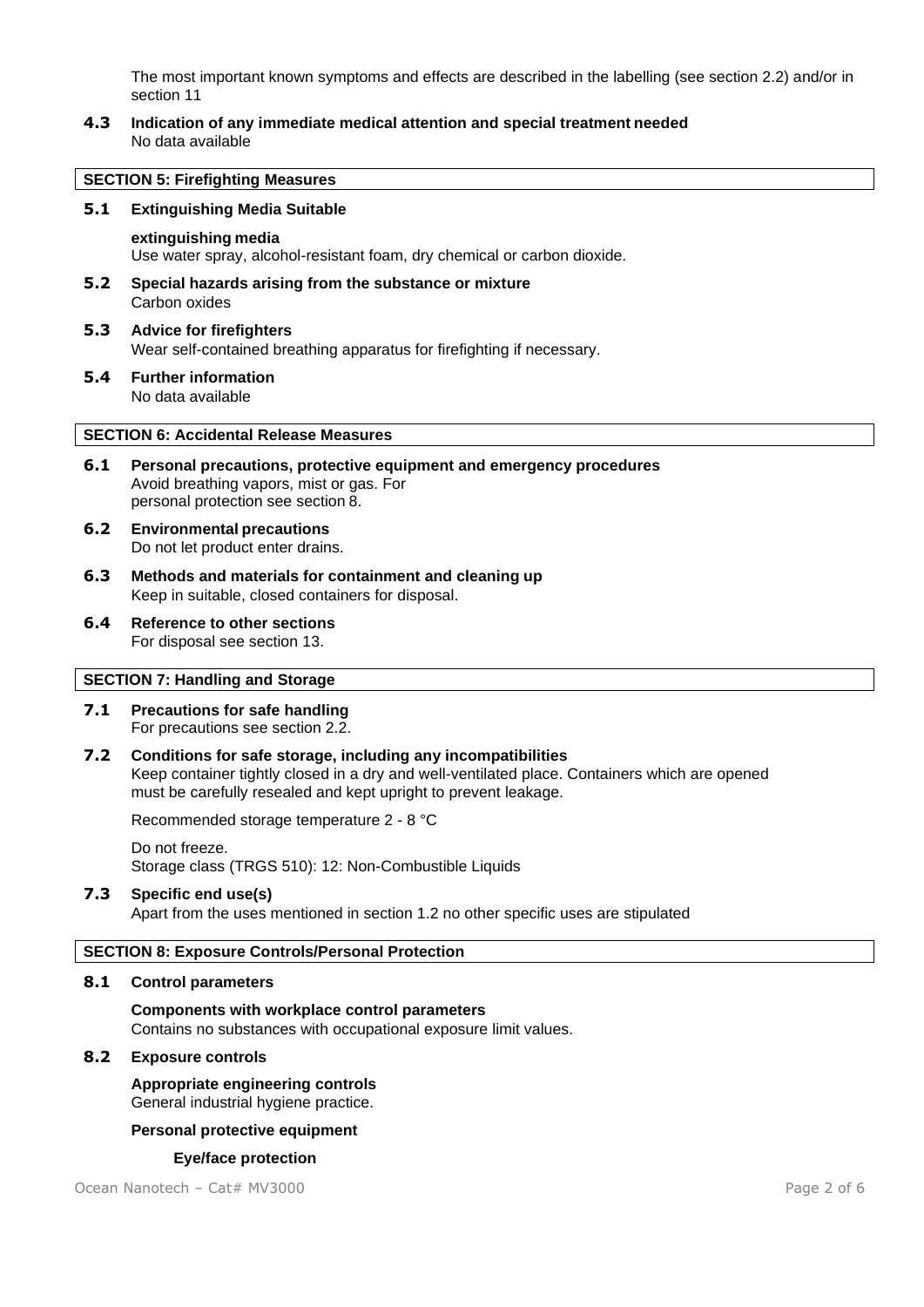The most important known symptoms and effects are described in the labelling (see section 2.2) and/or in section 11

**4.3 Indication of any immediate medical attention and special treatment needed**
No data available

## SECTION 5: Firefighting Measures

**5.1 Extinguishing Media Suitable**

**extinguishing media**
Use water spray, alcohol-resistant foam, dry chemical or carbon dioxide.

**5.2 Special hazards arising from the substance or mixture**
Carbon oxides

**5.3 Advice for firefighters**
Wear self-contained breathing apparatus for firefighting if necessary.

**5.4 Further information**
No data available

## SECTION 6: Accidental Release Measures

**6.1 Personal precautions, protective equipment and emergency procedures**
Avoid breathing vapors, mist or gas. For personal protection see section 8.

**6.2 Environmental precautions**
Do not let product enter drains.

**6.3 Methods and materials for containment and cleaning up**
Keep in suitable, closed containers for disposal.

**6.4 Reference to other sections**
For disposal see section 13.

## SECTION 7: Handling and Storage

**7.1 Precautions for safe handling**
For precautions see section 2.2.

**7.2 Conditions for safe storage, including any incompatibilities**
Keep container tightly closed in a dry and well-ventilated place. Containers which are opened must be carefully resealed and kept upright to prevent leakage.

Recommended storage temperature 2 - 8 °C

Do not freeze.
Storage class (TRGS 510): 12: Non-Combustible Liquids

**7.3 Specific end use(s)**
Apart from the uses mentioned in section 1.2 no other specific uses are stipulated

## SECTION 8: Exposure Controls/Personal Protection

**8.1 Control parameters**

**Components with workplace control parameters**
Contains no substances with occupational exposure limit values.

**8.2 Exposure controls**

**Appropriate engineering controls**
General industrial hygiene practice.

**Personal protective equipment**

**Eye/face protection**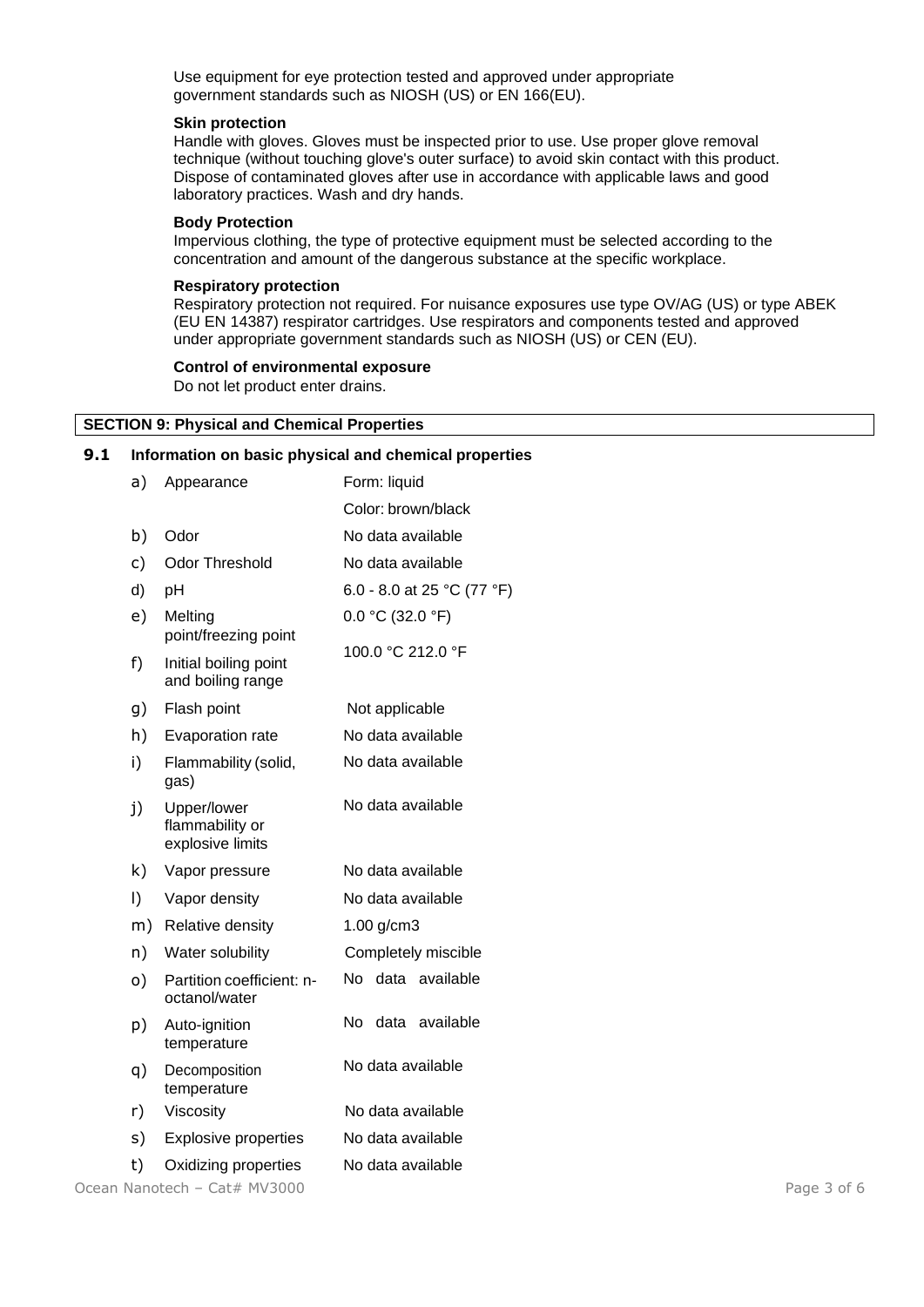Use equipment for eye protection tested and approved under appropriate government standards such as NIOSH (US) or EN 166(EU).

**Skin protection**

Handle with gloves. Gloves must be inspected prior to use. Use proper glove removal technique (without touching glove's outer surface) to avoid skin contact with this product. Dispose of contaminated gloves after use in accordance with applicable laws and good laboratory practices. Wash and dry hands.

**Body Protection**

Impervious clothing, the type of protective equipment must be selected according to the concentration and amount of the dangerous substance at the specific workplace.

**Respiratory protection**

Respiratory protection not required. For nuisance exposures use type OV/AG (US) or type ABEK (EU EN 14387) respirator cartridges. Use respirators and components tested and approved under appropriate government standards such as NIOSH (US) or CEN (EU).

**Control of environmental exposure**

Do not let product enter drains.

## SECTION 9: Physical and Chemical Properties

### 9.1 Information on basic physical and chemical properties

| | Property | Value |
|---|---|---|
| a) | Appearance | Form: liquid<br>Color: brown/black |
| b) | Odor | No data available |
| c) | Odor Threshold | No data available |
| d) | pH | 6.0 - 8.0 at 25 °C (77 °F) |
| e) | Melting point/freezing point | 0.0 °C (32.0 °F) |
| f) | Initial boiling point and boiling range | 100.0 °C 212.0 °F |
| g) | Flash point | Not applicable |
| h) | Evaporation rate | No data available |
| i) | Flammability (solid, gas) | No data available |
| j) | Upper/lower flammability or explosive limits | No data available |
| k) | Vapor pressure | No data available |
| l) | Vapor density | No data available |
| m) | Relative density | 1.00 g/cm3 |
| n) | Water solubility | Completely miscible |
| o) | Partition coefficient: n-octanol/water | No data available |
| p) | Auto-ignition temperature | No data available |
| q) | Decomposition temperature | No data available |
| r) | Viscosity | No data available |
| s) | Explosive properties | No data available |
| t) | Oxidizing properties | No data available |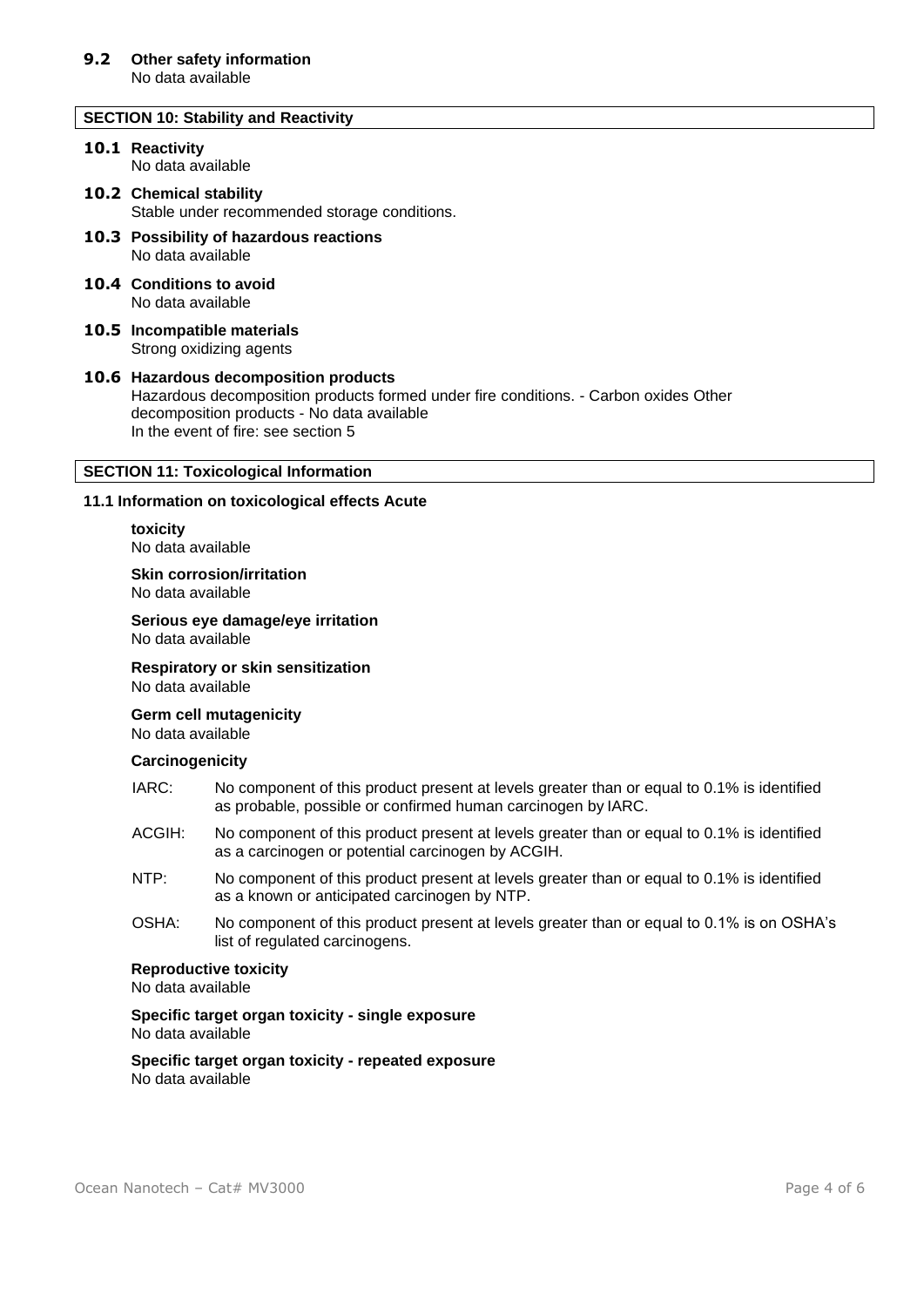### 9.2 Other safety information

No data available

## SECTION 10: Stability and Reactivity

### 10.1 Reactivity

No data available

### 10.2 Chemical stability

Stable under recommended storage conditions.

### 10.3 Possibility of hazardous reactions

No data available

### 10.4 Conditions to avoid

No data available

### 10.5 Incompatible materials

Strong oxidizing agents

### 10.6 Hazardous decomposition products

Hazardous decomposition products formed under fire conditions. - Carbon oxides Other decomposition products - No data available
In the event of fire: see section 5

## SECTION 11: Toxicological Information

### 11.1 Information on toxicological effects Acute

**toxicity**
No data available

**Skin corrosion/irritation**
No data available

**Serious eye damage/eye irritation**
No data available

**Respiratory or skin sensitization**
No data available

**Germ cell mutagenicity**
No data available

**Carcinogenicity**

IARC: No component of this product present at levels greater than or equal to 0.1% is identified as probable, possible or confirmed human carcinogen by IARC.

ACGIH: No component of this product present at levels greater than or equal to 0.1% is identified as a carcinogen or potential carcinogen by ACGIH.

NTP: No component of this product present at levels greater than or equal to 0.1% is identified as a known or anticipated carcinogen by NTP.

OSHA: No component of this product present at levels greater than or equal to 0.1% is on OSHA's list of regulated carcinogens.

**Reproductive toxicity**
No data available

**Specific target organ toxicity - single exposure**
No data available

**Specific target organ toxicity - repeated exposure**
No data available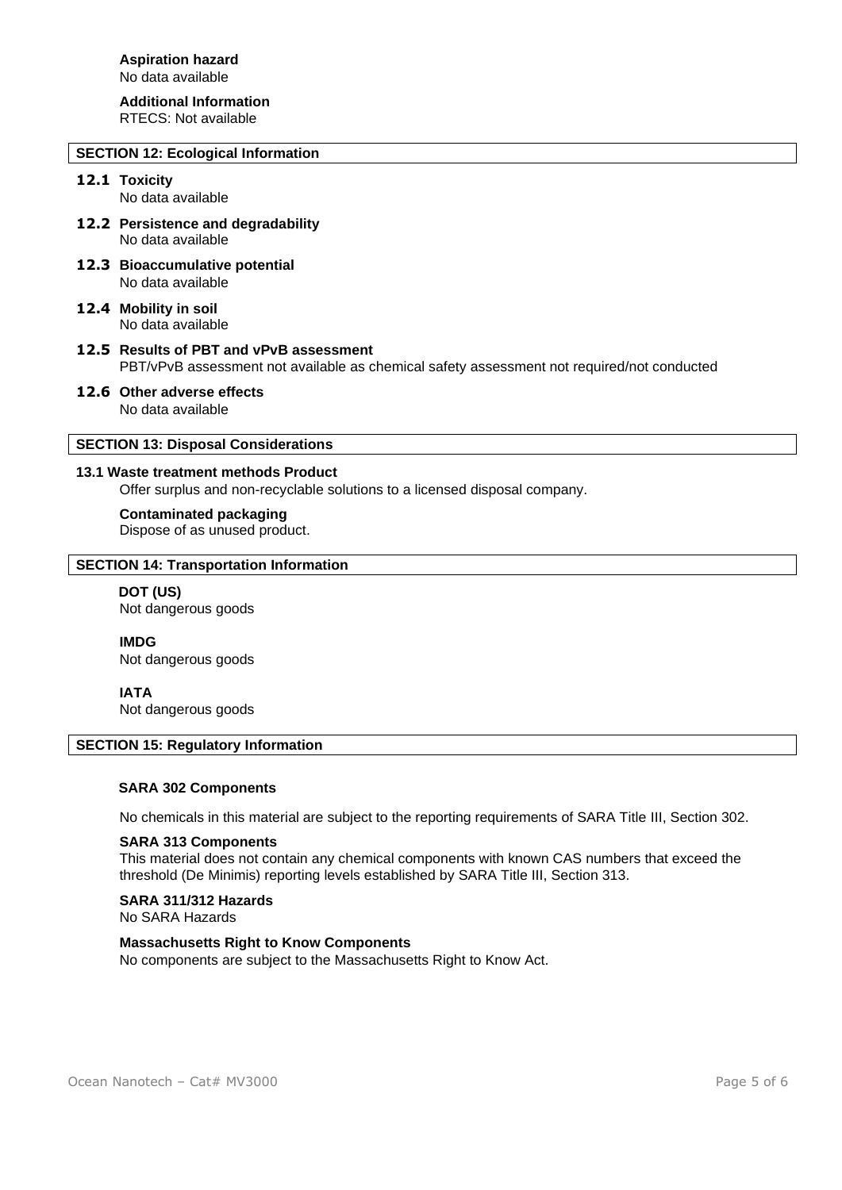**Aspiration hazard**
No data available

**Additional Information**
RTECS: Not available

## SECTION 12: Ecological Information

### 12.1 Toxicity
No data available

### 12.2 Persistence and degradability
No data available

### 12.3 Bioaccumulative potential
No data available

### 12.4 Mobility in soil
No data available

### 12.5 Results of PBT and vPvB assessment
PBT/vPvB assessment not available as chemical safety assessment not required/not conducted

### 12.6 Other adverse effects
No data available

## SECTION 13: Disposal Considerations

### 13.1 Waste treatment methods Product
Offer surplus and non-recyclable solutions to a licensed disposal company.

**Contaminated packaging**
Dispose of as unused product.

## SECTION 14: Transportation Information

**DOT (US)**
Not dangerous goods

**IMDG**
Not dangerous goods

**IATA**
Not dangerous goods

## SECTION 15: Regulatory Information

**SARA 302 Components**

No chemicals in this material are subject to the reporting requirements of SARA Title III, Section 302.

**SARA 313 Components**
This material does not contain any chemical components with known CAS numbers that exceed the threshold (De Minimis) reporting levels established by SARA Title III, Section 313.

**SARA 311/312 Hazards**
No SARA Hazards

**Massachusetts Right to Know Components**
No components are subject to the Massachusetts Right to Know Act.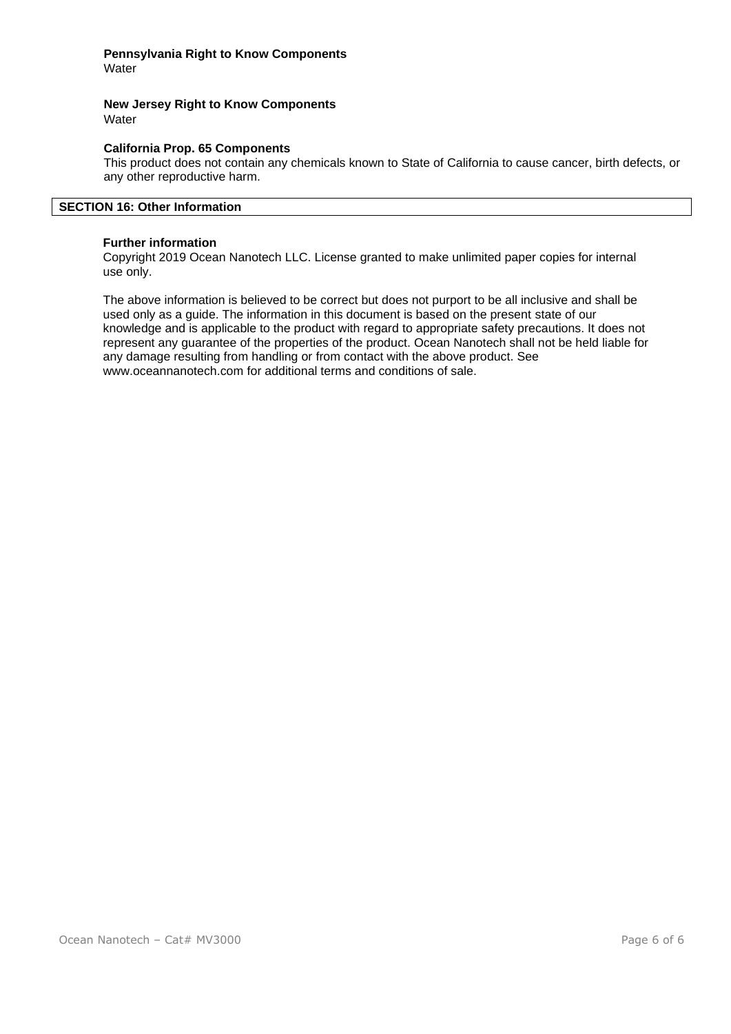**Pennsylvania Right to Know Components**
Water

**New Jersey Right to Know Components**
Water

**California Prop. 65 Components**
This product does not contain any chemicals known to State of California to cause cancer, birth defects, or any other reproductive harm.

## SECTION 16: Other Information

**Further information**
Copyright 2019 Ocean Nanotech LLC. License granted to make unlimited paper copies for internal use only.

The above information is believed to be correct but does not purport to be all inclusive and shall be used only as a guide. The information in this document is based on the present state of our knowledge and is applicable to the product with regard to appropriate safety precautions. It does not represent any guarantee of the properties of the product. Ocean Nanotech shall not be held liable for any damage resulting from handling or from contact with the above product. See www.oceannanotech.com for additional terms and conditions of sale.